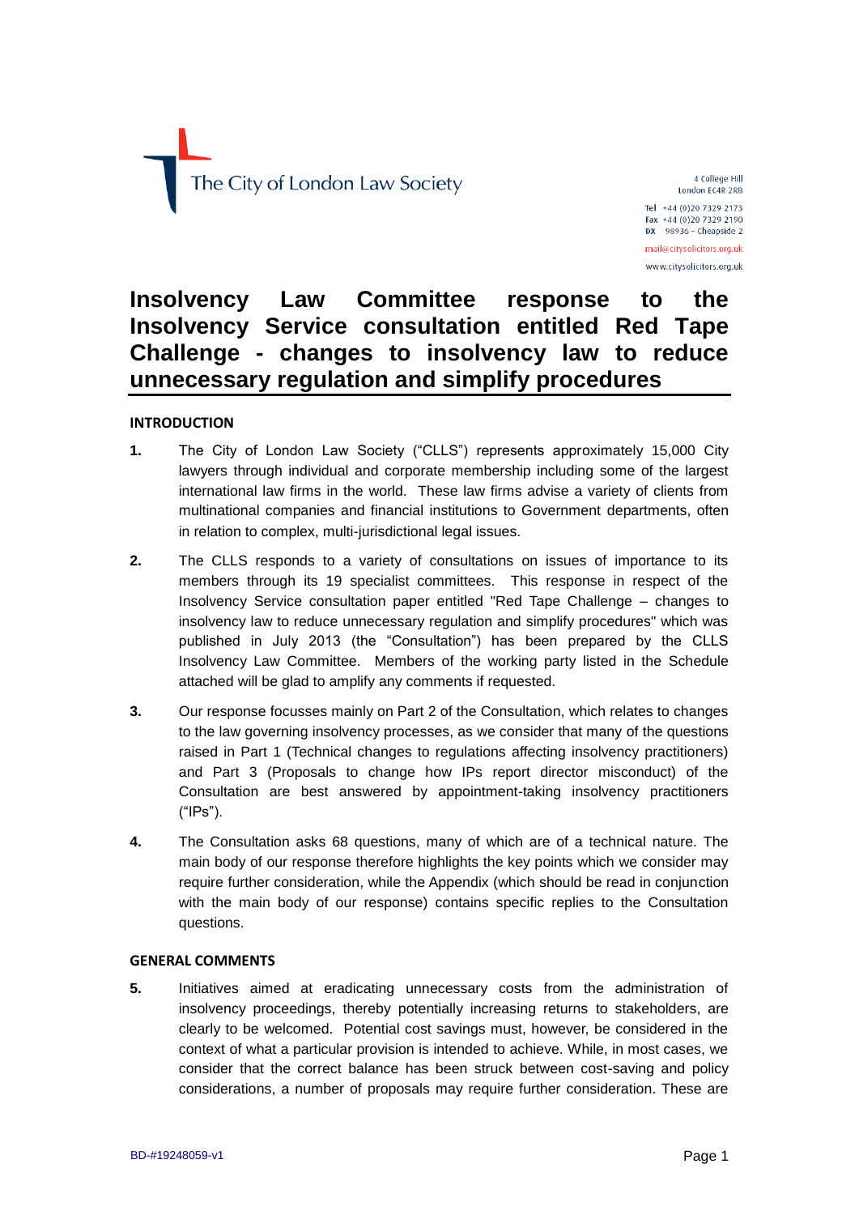The City of London Law Society

4 College Hill
London EC4R 2RB

Tel +44 (0)20 7329 2173
Fax +44 (0)20 7329 2190
DX 98936 – Cheapside 2

mail@citysolicitors.org.uk
www.citysolicitors.org.uk

# Insolvency Law Committee response to the Insolvency Service consultation entitled Red Tape Challenge - changes to insolvency law to reduce unnecessary regulation and simplify procedures

**INTRODUCTION**

**1.** The City of London Law Society ("CLLS") represents approximately 15,000 City lawyers through individual and corporate membership including some of the largest international law firms in the world. These law firms advise a variety of clients from multinational companies and financial institutions to Government departments, often in relation to complex, multi-jurisdictional legal issues.

**2.** The CLLS responds to a variety of consultations on issues of importance to its members through its 19 specialist committees. This response in respect of the Insolvency Service consultation paper entitled "Red Tape Challenge – changes to insolvency law to reduce unnecessary regulation and simplify procedures" which was published in July 2013 (the "Consultation") has been prepared by the CLLS Insolvency Law Committee. Members of the working party listed in the Schedule attached will be glad to amplify any comments if requested.

**3.** Our response focusses mainly on Part 2 of the Consultation, which relates to changes to the law governing insolvency processes, as we consider that many of the questions raised in Part 1 (Technical changes to regulations affecting insolvency practitioners) and Part 3 (Proposals to change how IPs report director misconduct) of the Consultation are best answered by appointment-taking insolvency practitioners ("IPs").

**4.** The Consultation asks 68 questions, many of which are of a technical nature. The main body of our response therefore highlights the key points which we consider may require further consideration, while the Appendix (which should be read in conjunction with the main body of our response) contains specific replies to the Consultation questions.

**GENERAL COMMENTS**

**5.** Initiatives aimed at eradicating unnecessary costs from the administration of insolvency proceedings, thereby potentially increasing returns to stakeholders, are clearly to be welcomed. Potential cost savings must, however, be considered in the context of what a particular provision is intended to achieve. While, in most cases, we consider that the correct balance has been struck between cost-saving and policy considerations, a number of proposals may require further consideration. These are

BD-#19248059-v1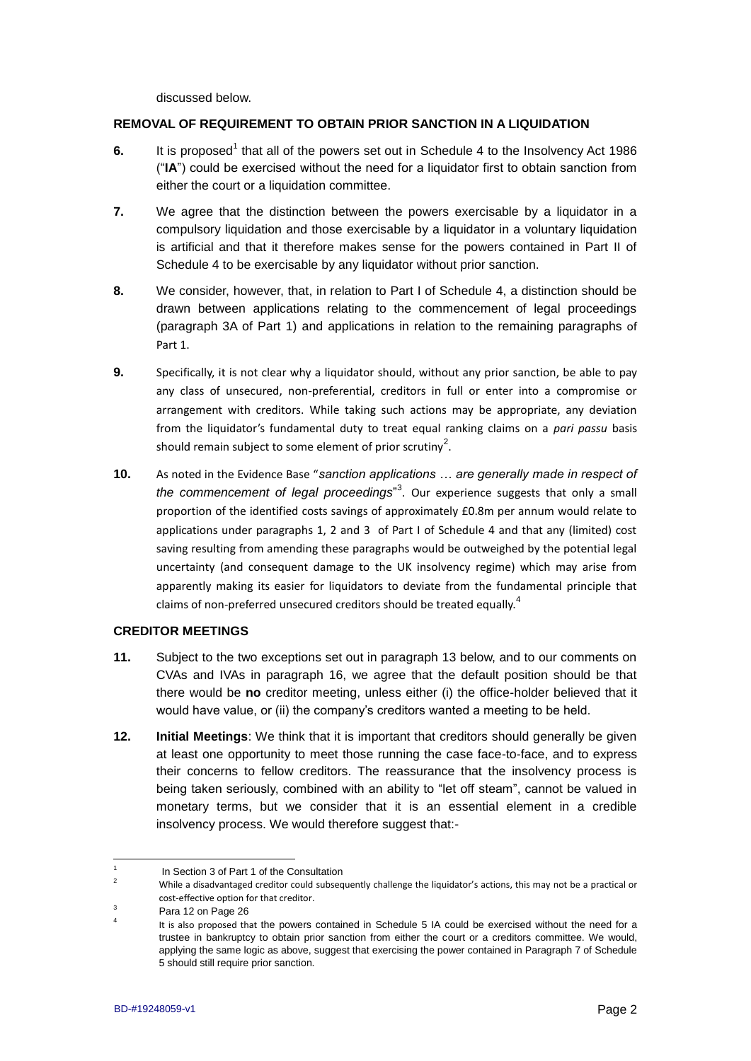discussed below.

**REMOVAL OF REQUIREMENT TO OBTAIN PRIOR SANCTION IN A LIQUIDATION**

**6.** It is proposed[1] that all of the powers set out in Schedule 4 to the Insolvency Act 1986 ("**IA**") could be exercised without the need for a liquidator first to obtain sanction from either the court or a liquidation committee.

**7.** We agree that the distinction between the powers exercisable by a liquidator in a compulsory liquidation and those exercisable by a liquidator in a voluntary liquidation is artificial and that it therefore makes sense for the powers contained in Part II of Schedule 4 to be exercisable by any liquidator without prior sanction.

**8.** We consider, however, that, in relation to Part I of Schedule 4, a distinction should be drawn between applications relating to the commencement of legal proceedings (paragraph 3A of Part 1) and applications in relation to the remaining paragraphs of Part 1.

**9.** Specifically, it is not clear why a liquidator should, without any prior sanction, be able to pay any class of unsecured, non-preferential, creditors in full or enter into a compromise or arrangement with creditors. While taking such actions may be appropriate, any deviation from the liquidator's fundamental duty to treat equal ranking claims on a *pari passu* basis should remain subject to some element of prior scrutiny[2].

**10.** As noted in the Evidence Base "*sanction applications … are generally made in respect of the commencement of legal proceedings*"[3]. Our experience suggests that only a small proportion of the identified costs savings of approximately £0.8m per annum would relate to applications under paragraphs 1, 2 and 3 of Part I of Schedule 4 and that any (limited) cost saving resulting from amending these paragraphs would be outweighed by the potential legal uncertainty (and consequent damage to the UK insolvency regime) which may arise from apparently making its easier for liquidators to deviate from the fundamental principle that claims of non-preferred unsecured creditors should be treated equally.[4]

**CREDITOR MEETINGS**

**11.** Subject to the two exceptions set out in paragraph 13 below, and to our comments on CVAs and IVAs in paragraph 16, we agree that the default position should be that there would be **no** creditor meeting, unless either (i) the office-holder believed that it would have value, or (ii) the company's creditors wanted a meeting to be held.

**12.** **Initial Meetings**: We think that it is important that creditors should generally be given at least one opportunity to meet those running the case face-to-face, and to express their concerns to fellow creditors. The reassurance that the insolvency process is being taken seriously, combined with an ability to "let off steam", cannot be valued in monetary terms, but we consider that it is an essential element in a credible insolvency process. We would therefore suggest that:-

---

[1] In Section 3 of Part 1 of the Consultation

[2] While a disadvantaged creditor could subsequently challenge the liquidator's actions, this may not be a practical or cost-effective option for that creditor.

[3] Para 12 on Page 26

[4] It is also proposed that the powers contained in Schedule 5 IA could be exercised without the need for a trustee in bankruptcy to obtain prior sanction from either the court or a creditors committee. We would, applying the same logic as above, suggest that exercising the power contained in Paragraph 7 of Schedule 5 should still require prior sanction.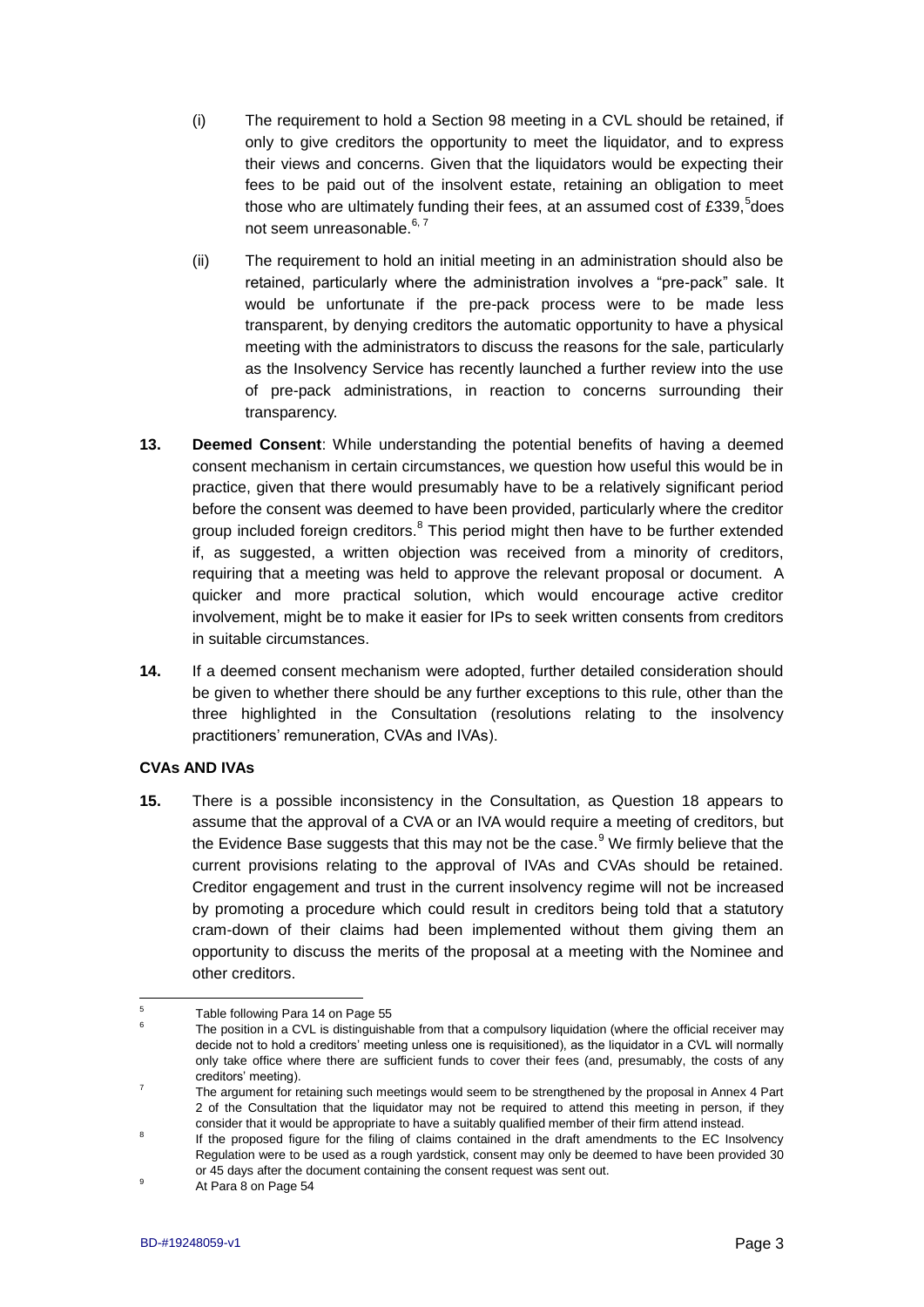(i) The requirement to hold a Section 98 meeting in a CVL should be retained, if only to give creditors the opportunity to meet the liquidator, and to express their views and concerns. Given that the liquidators would be expecting their fees to be paid out of the insolvent estate, retaining an obligation to meet those who are ultimately funding their fees, at an assumed cost of £339,[5] does not seem unreasonable.[6, 7]

(ii) The requirement to hold an initial meeting in an administration should also be retained, particularly where the administration involves a "pre-pack" sale. It would be unfortunate if the pre-pack process were to be made less transparent, by denying creditors the automatic opportunity to have a physical meeting with the administrators to discuss the reasons for the sale, particularly as the Insolvency Service has recently launched a further review into the use of pre-pack administrations, in reaction to concerns surrounding their transparency.

**13.** **Deemed Consent**: While understanding the potential benefits of having a deemed consent mechanism in certain circumstances, we question how useful this would be in practice, given that there would presumably have to be a relatively significant period before the consent was deemed to have been provided, particularly where the creditor group included foreign creditors.[8] This period might then have to be further extended if, as suggested, a written objection was received from a minority of creditors, requiring that a meeting was held to approve the relevant proposal or document. A quicker and more practical solution, which would encourage active creditor involvement, might be to make it easier for IPs to seek written consents from creditors in suitable circumstances.

**14.** If a deemed consent mechanism were adopted, further detailed consideration should be given to whether there should be any further exceptions to this rule, other than the three highlighted in the Consultation (resolutions relating to the insolvency practitioners' remuneration, CVAs and IVAs).

**CVAs AND IVAs**

**15.** There is a possible inconsistency in the Consultation, as Question 18 appears to assume that the approval of a CVA or an IVA would require a meeting of creditors, but the Evidence Base suggests that this may not be the case.[9] We firmly believe that the current provisions relating to the approval of IVAs and CVAs should be retained. Creditor engagement and trust in the current insolvency regime will not be increased by promoting a procedure which could result in creditors being told that a statutory cram-down of their claims had been implemented without them giving them an opportunity to discuss the merits of the proposal at a meeting with the Nominee and other creditors.

---

[5] Table following Para 14 on Page 55

[6] The position in a CVL is distinguishable from that a compulsory liquidation (where the official receiver may decide not to hold a creditors' meeting unless one is requisitioned), as the liquidator in a CVL will normally only take office where there are sufficient funds to cover their fees (and, presumably, the costs of any creditors' meeting).

[7] The argument for retaining such meetings would seem to be strengthened by the proposal in Annex 4 Part 2 of the Consultation that the liquidator may not be required to attend this meeting in person, if they consider that it would be appropriate to have a suitably qualified member of their firm attend instead.

[8] If the proposed figure for the filing of claims contained in the draft amendments to the EC Insolvency Regulation were to be used as a rough yardstick, consent may only be deemed to have been provided 30 or 45 days after the document containing the consent request was sent out.

[9] At Para 8 on Page 54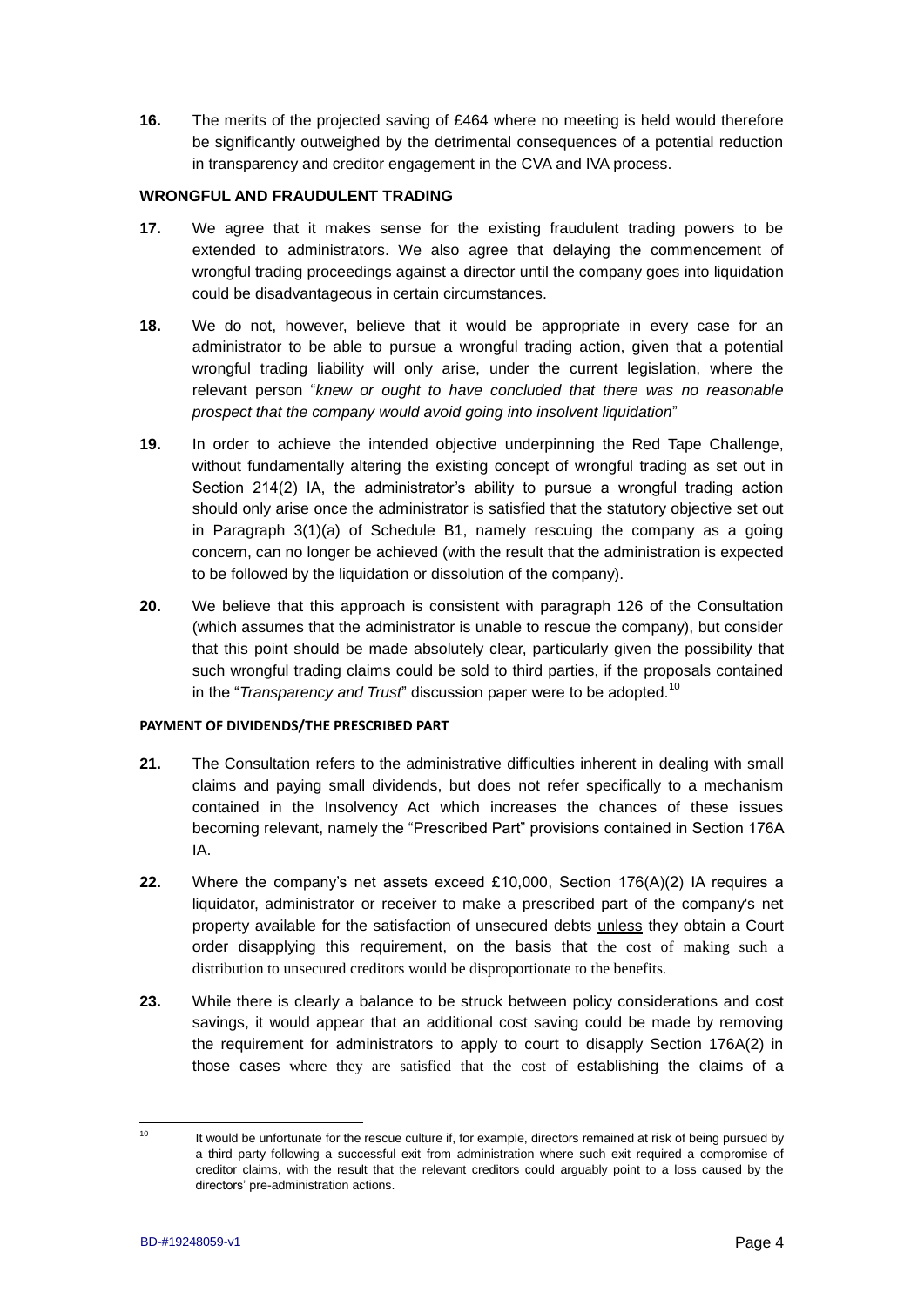**16.** The merits of the projected saving of £464 where no meeting is held would therefore be significantly outweighed by the detrimental consequences of a potential reduction in transparency and creditor engagement in the CVA and IVA process.

**WRONGFUL AND FRAUDULENT TRADING**

**17.** We agree that it makes sense for the existing fraudulent trading powers to be extended to administrators. We also agree that delaying the commencement of wrongful trading proceedings against a director until the company goes into liquidation could be disadvantageous in certain circumstances.

**18.** We do not, however, believe that it would be appropriate in every case for an administrator to be able to pursue a wrongful trading action, given that a potential wrongful trading liability will only arise, under the current legislation, where the relevant person "*knew or ought to have concluded that there was no reasonable prospect that the company would avoid going into insolvent liquidation*"

**19.** In order to achieve the intended objective underpinning the Red Tape Challenge, without fundamentally altering the existing concept of wrongful trading as set out in Section 214(2) IA, the administrator's ability to pursue a wrongful trading action should only arise once the administrator is satisfied that the statutory objective set out in Paragraph 3(1)(a) of Schedule B1, namely rescuing the company as a going concern, can no longer be achieved (with the result that the administration is expected to be followed by the liquidation or dissolution of the company).

**20.** We believe that this approach is consistent with paragraph 126 of the Consultation (which assumes that the administrator is unable to rescue the company), but consider that this point should be made absolutely clear, particularly given the possibility that such wrongful trading claims could be sold to third parties, if the proposals contained in the "*Transparency and Trust*" discussion paper were to be adopted.[10]

**PAYMENT OF DIVIDENDS/THE PRESCRIBED PART**

**21.** The Consultation refers to the administrative difficulties inherent in dealing with small claims and paying small dividends, but does not refer specifically to a mechanism contained in the Insolvency Act which increases the chances of these issues becoming relevant, namely the "Prescribed Part" provisions contained in Section 176A IA.

**22.** Where the company's net assets exceed £10,000, Section 176(A)(2) IA requires a liquidator, administrator or receiver to make a prescribed part of the company's net property available for the satisfaction of unsecured debts <u>unless</u> they obtain a Court order disapplying this requirement, on the basis that the cost of making such a distribution to unsecured creditors would be disproportionate to the benefits.

**23.** While there is clearly a balance to be struck between policy considerations and cost savings, it would appear that an additional cost saving could be made by removing the requirement for administrators to apply to court to disapply Section 176A(2) in those cases where they are satisfied that the cost of establishing the claims of a

---

[10] It would be unfortunate for the rescue culture if, for example, directors remained at risk of being pursued by a third party following a successful exit from administration where such exit required a compromise of creditor claims, with the result that the relevant creditors could arguably point to a loss caused by the directors' pre-administration actions.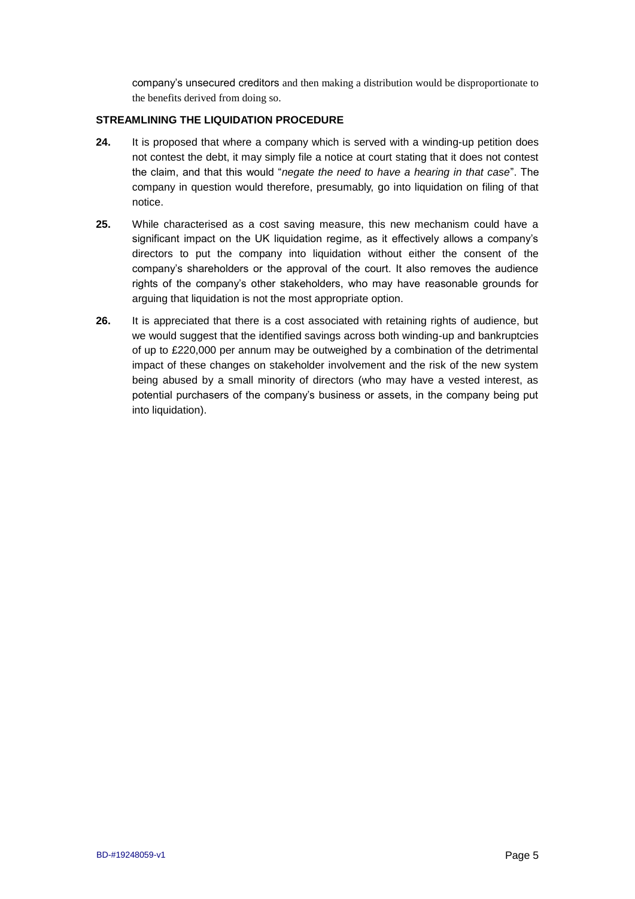company's unsecured creditors and then making a distribution would be disproportionate to the benefits derived from doing so.

## STREAMLINING THE LIQUIDATION PROCEDURE

**24.** It is proposed that where a company which is served with a winding-up petition does not contest the debt, it may simply file a notice at court stating that it does not contest the claim, and that this would "*negate the need to have a hearing in that case*". The company in question would therefore, presumably, go into liquidation on filing of that notice.

**25.** While characterised as a cost saving measure, this new mechanism could have a significant impact on the UK liquidation regime, as it effectively allows a company's directors to put the company into liquidation without either the consent of the company's shareholders or the approval of the court. It also removes the audience rights of the company's other stakeholders, who may have reasonable grounds for arguing that liquidation is not the most appropriate option.

**26.** It is appreciated that there is a cost associated with retaining rights of audience, but we would suggest that the identified savings across both winding-up and bankruptcies of up to £220,000 per annum may be outweighed by a combination of the detrimental impact of these changes on stakeholder involvement and the risk of the new system being abused by a small minority of directors (who may have a vested interest, as potential purchasers of the company's business or assets, in the company being put into liquidation).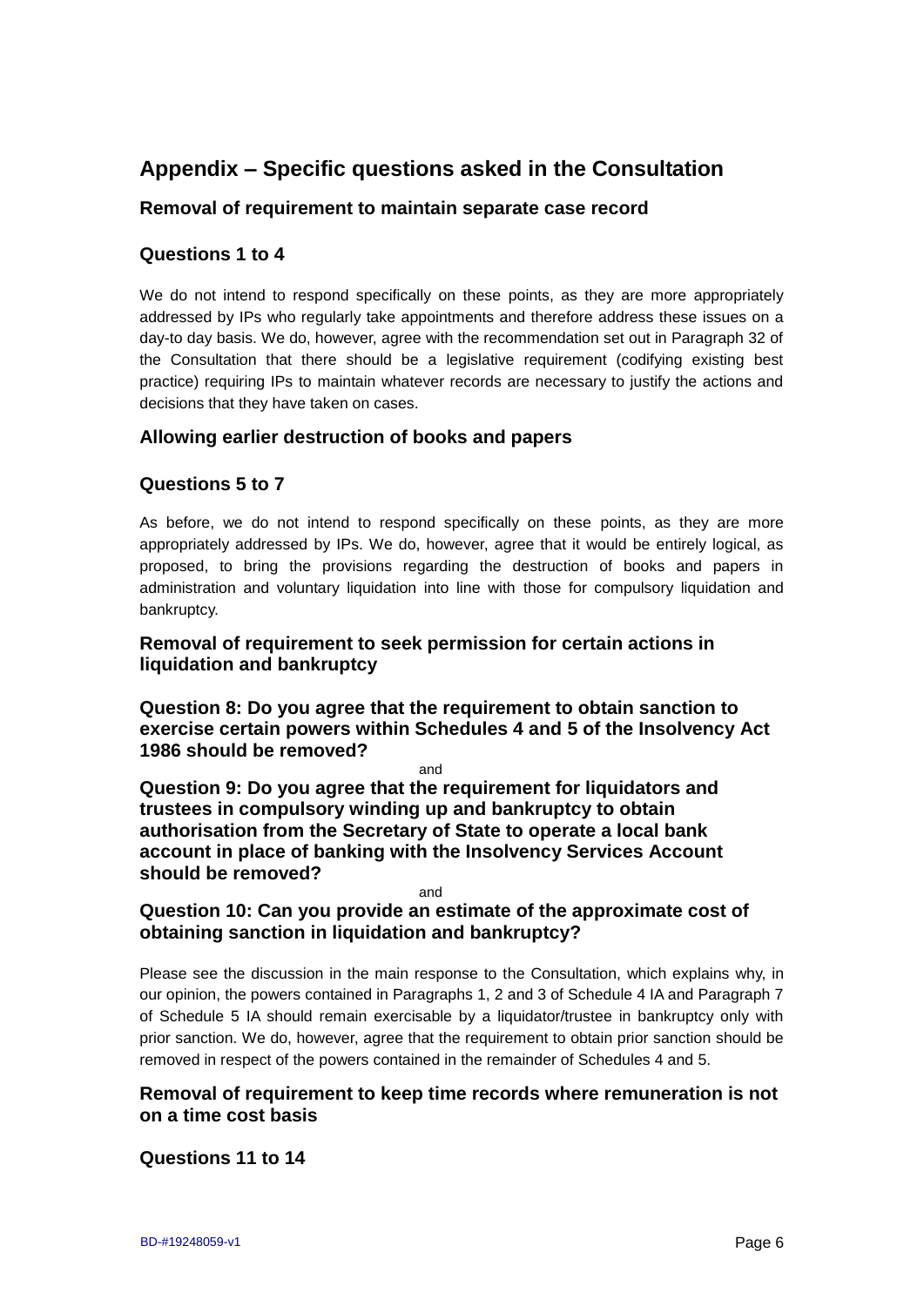# Appendix – Specific questions asked in the Consultation

### Removal of requirement to maintain separate case record

### Questions 1 to 4

We do not intend to respond specifically on these points, as they are more appropriately addressed by IPs who regularly take appointments and therefore address these issues on a day-to day basis. We do, however, agree with the recommendation set out in Paragraph 32 of the Consultation that there should be a legislative requirement (codifying existing best practice) requiring IPs to maintain whatever records are necessary to justify the actions and decisions that they have taken on cases.

### Allowing earlier destruction of books and papers

### Questions 5 to 7

As before, we do not intend to respond specifically on these points, as they are more appropriately addressed by IPs. We do, however, agree that it would be entirely logical, as proposed, to bring the provisions regarding the destruction of books and papers in administration and voluntary liquidation into line with those for compulsory liquidation and bankruptcy.

### Removal of requirement to seek permission for certain actions in liquidation and bankruptcy

### Question 8: Do you agree that the requirement to obtain sanction to exercise certain powers within Schedules 4 and 5 of the Insolvency Act 1986 should be removed?

and

### Question 9: Do you agree that the requirement for liquidators and trustees in compulsory winding up and bankruptcy to obtain authorisation from the Secretary of State to operate a local bank account in place of banking with the Insolvency Services Account should be removed?

and

### Question 10: Can you provide an estimate of the approximate cost of obtaining sanction in liquidation and bankruptcy?

Please see the discussion in the main response to the Consultation, which explains why, in our opinion, the powers contained in Paragraphs 1, 2 and 3 of Schedule 4 IA and Paragraph 7 of Schedule 5 IA should remain exercisable by a liquidator/trustee in bankruptcy only with prior sanction. We do, however, agree that the requirement to obtain prior sanction should be removed in respect of the powers contained in the remainder of Schedules 4 and 5.

### Removal of requirement to keep time records where remuneration is not on a time cost basis

### Questions 11 to 14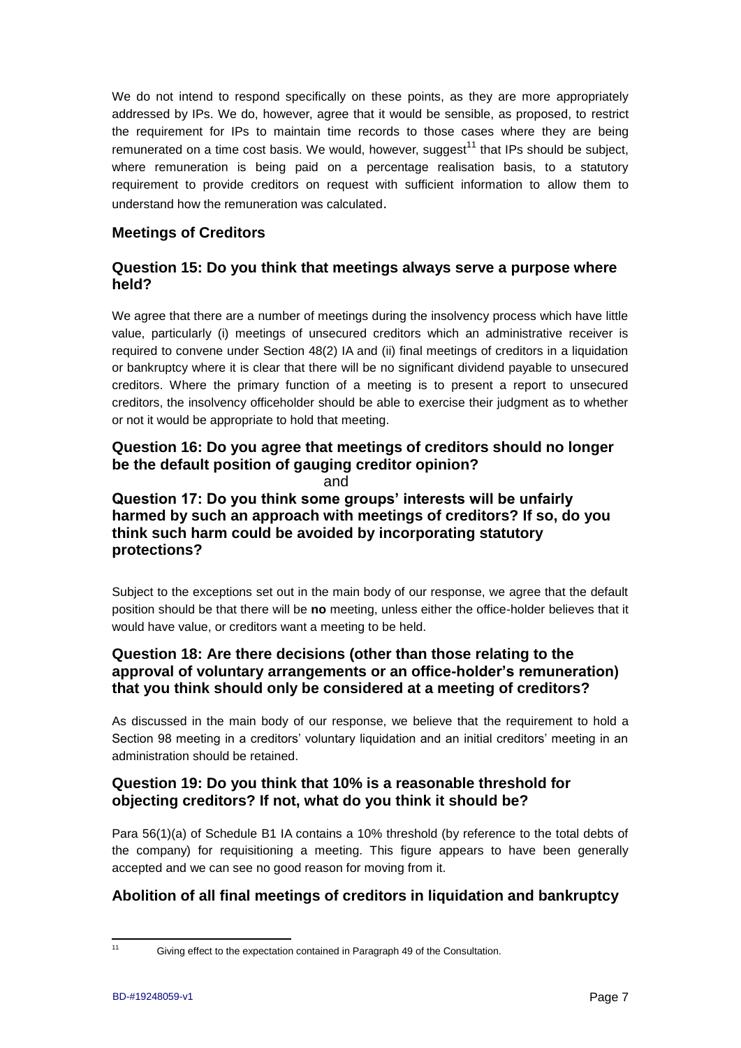We do not intend to respond specifically on these points, as they are more appropriately addressed by IPs. We do, however, agree that it would be sensible, as proposed, to restrict the requirement for IPs to maintain time records to those cases where they are being remunerated on a time cost basis. We would, however, suggest[11] that IPs should be subject, where remuneration is being paid on a percentage realisation basis, to a statutory requirement to provide creditors on request with sufficient information to allow them to understand how the remuneration was calculated.

## Meetings of Creditors

### Question 15: Do you think that meetings always serve a purpose where held?

We agree that there are a number of meetings during the insolvency process which have little value, particularly (i) meetings of unsecured creditors which an administrative receiver is required to convene under Section 48(2) IA and (ii) final meetings of creditors in a liquidation or bankruptcy where it is clear that there will be no significant dividend payable to unsecured creditors. Where the primary function of a meeting is to present a report to unsecured creditors, the insolvency officeholder should be able to exercise their judgment as to whether or not it would be appropriate to hold that meeting.

### Question 16: Do you agree that meetings of creditors should no longer be the default position of gauging creditor opinion?

and

### Question 17: Do you think some groups' interests will be unfairly harmed by such an approach with meetings of creditors? If so, do you think such harm could be avoided by incorporating statutory protections?

Subject to the exceptions set out in the main body of our response, we agree that the default position should be that there will be **no** meeting, unless either the office-holder believes that it would have value, or creditors want a meeting to be held.

### Question 18: Are there decisions (other than those relating to the approval of voluntary arrangements or an office-holder's remuneration) that you think should only be considered at a meeting of creditors?

As discussed in the main body of our response, we believe that the requirement to hold a Section 98 meeting in a creditors' voluntary liquidation and an initial creditors' meeting in an administration should be retained.

### Question 19: Do you think that 10% is a reasonable threshold for objecting creditors? If not, what do you think it should be?

Para 56(1)(a) of Schedule B1 IA contains a 10% threshold (by reference to the total debts of the company) for requisitioning a meeting. This figure appears to have been generally accepted and we can see no good reason for moving from it.

## Abolition of all final meetings of creditors in liquidation and bankruptcy

---

[11] Giving effect to the expectation contained in Paragraph 49 of the Consultation.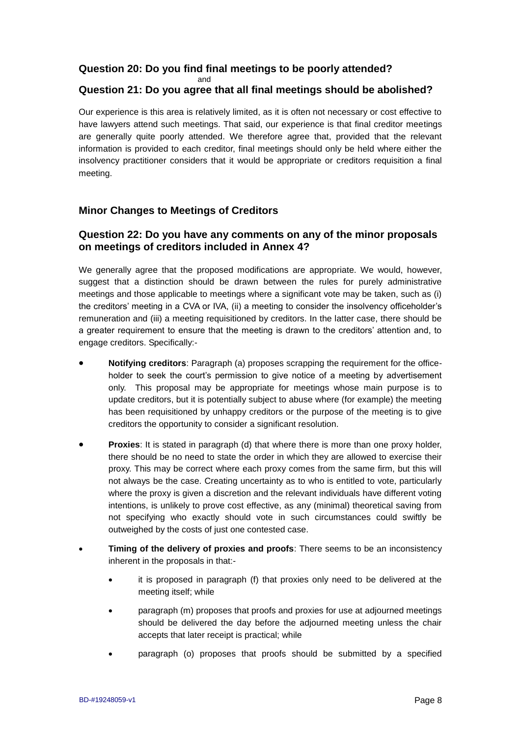### Question 20: Do you find final meetings to be poorly attended?

and

### Question 21: Do you agree that all final meetings should be abolished?

Our experience is this area is relatively limited, as it is often not necessary or cost effective to have lawyers attend such meetings. That said, our experience is that final creditor meetings are generally quite poorly attended. We therefore agree that, provided that the relevant information is provided to each creditor, final meetings should only be held where either the insolvency practitioner considers that it would be appropriate or creditors requisition a final meeting.

## Minor Changes to Meetings of Creditors

### Question 22: Do you have any comments on any of the minor proposals on meetings of creditors included in Annex 4?

We generally agree that the proposed modifications are appropriate. We would, however, suggest that a distinction should be drawn between the rules for purely administrative meetings and those applicable to meetings where a significant vote may be taken, such as (i) the creditors' meeting in a CVA or IVA, (ii) a meeting to consider the insolvency officeholder's remuneration and (iii) a meeting requisitioned by creditors. In the latter case, there should be a greater requirement to ensure that the meeting is drawn to the creditors' attention and, to engage creditors. Specifically:-

- **Notifying creditors**: Paragraph (a) proposes scrapping the requirement for the office-holder to seek the court's permission to give notice of a meeting by advertisement only. This proposal may be appropriate for meetings whose main purpose is to update creditors, but it is potentially subject to abuse where (for example) the meeting has been requisitioned by unhappy creditors or the purpose of the meeting is to give creditors the opportunity to consider a significant resolution.

- **Proxies**: It is stated in paragraph (d) that where there is more than one proxy holder, there should be no need to state the order in which they are allowed to exercise their proxy. This may be correct where each proxy comes from the same firm, but this will not always be the case. Creating uncertainty as to who is entitled to vote, particularly where the proxy is given a discretion and the relevant individuals have different voting intentions, is unlikely to prove cost effective, as any (minimal) theoretical saving from not specifying who exactly should vote in such circumstances could swiftly be outweighed by the costs of just one contested case.

- **Timing of the delivery of proxies and proofs**: There seems to be an inconsistency inherent in the proposals in that:-

    - it is proposed in paragraph (f) that proxies only need to be delivered at the meeting itself; while

    - paragraph (m) proposes that proofs and proxies for use at adjourned meetings should be delivered the day before the adjourned meeting unless the chair accepts that later receipt is practical; while

    - paragraph (o) proposes that proofs should be submitted by a specified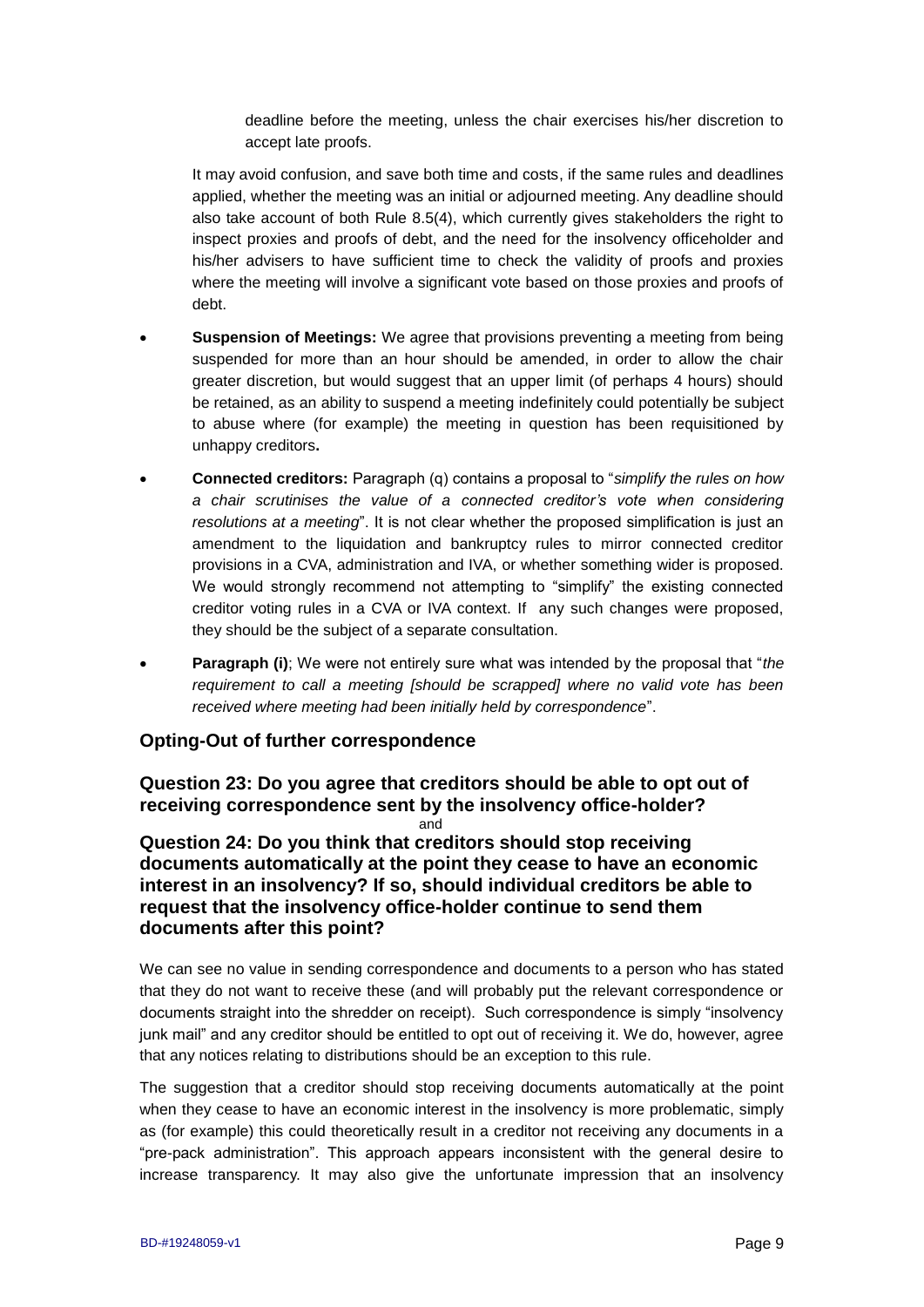deadline before the meeting, unless the chair exercises his/her discretion to accept late proofs.

It may avoid confusion, and save both time and costs, if the same rules and deadlines applied, whether the meeting was an initial or adjourned meeting. Any deadline should also take account of both Rule 8.5(4), which currently gives stakeholders the right to inspect proxies and proofs of debt, and the need for the insolvency officeholder and his/her advisers to have sufficient time to check the validity of proofs and proxies where the meeting will involve a significant vote based on those proxies and proofs of debt.

- **Suspension of Meetings:** We agree that provisions preventing a meeting from being suspended for more than an hour should be amended, in order to allow the chair greater discretion, but would suggest that an upper limit (of perhaps 4 hours) should be retained, as an ability to suspend a meeting indefinitely could potentially be subject to abuse where (for example) the meeting in question has been requisitioned by unhappy creditors**.**

- **Connected creditors:** Paragraph (q) contains a proposal to "*simplify the rules on how a chair scrutinises the value of a connected creditor's vote when considering resolutions at a meeting*". It is not clear whether the proposed simplification is just an amendment to the liquidation and bankruptcy rules to mirror connected creditor provisions in a CVA, administration and IVA, or whether something wider is proposed. We would strongly recommend not attempting to "simplify" the existing connected creditor voting rules in a CVA or IVA context. If any such changes were proposed, they should be the subject of a separate consultation.

- **Paragraph (i)**; We were not entirely sure what was intended by the proposal that "*the requirement to call a meeting [should be scrapped] where no valid vote has been received where meeting had been initially held by correspondence*".

## Opting-Out of further correspondence

### Question 23: Do you agree that creditors should be able to opt out of receiving correspondence sent by the insolvency office-holder?

and

### Question 24: Do you think that creditors should stop receiving documents automatically at the point they cease to have an economic interest in an insolvency? If so, should individual creditors be able to request that the insolvency office-holder continue to send them documents after this point?

We can see no value in sending correspondence and documents to a person who has stated that they do not want to receive these (and will probably put the relevant correspondence or documents straight into the shredder on receipt). Such correspondence is simply "insolvency junk mail" and any creditor should be entitled to opt out of receiving it. We do, however, agree that any notices relating to distributions should be an exception to this rule.

The suggestion that a creditor should stop receiving documents automatically at the point when they cease to have an economic interest in the insolvency is more problematic, simply as (for example) this could theoretically result in a creditor not receiving any documents in a "pre-pack administration". This approach appears inconsistent with the general desire to increase transparency. It may also give the unfortunate impression that an insolvency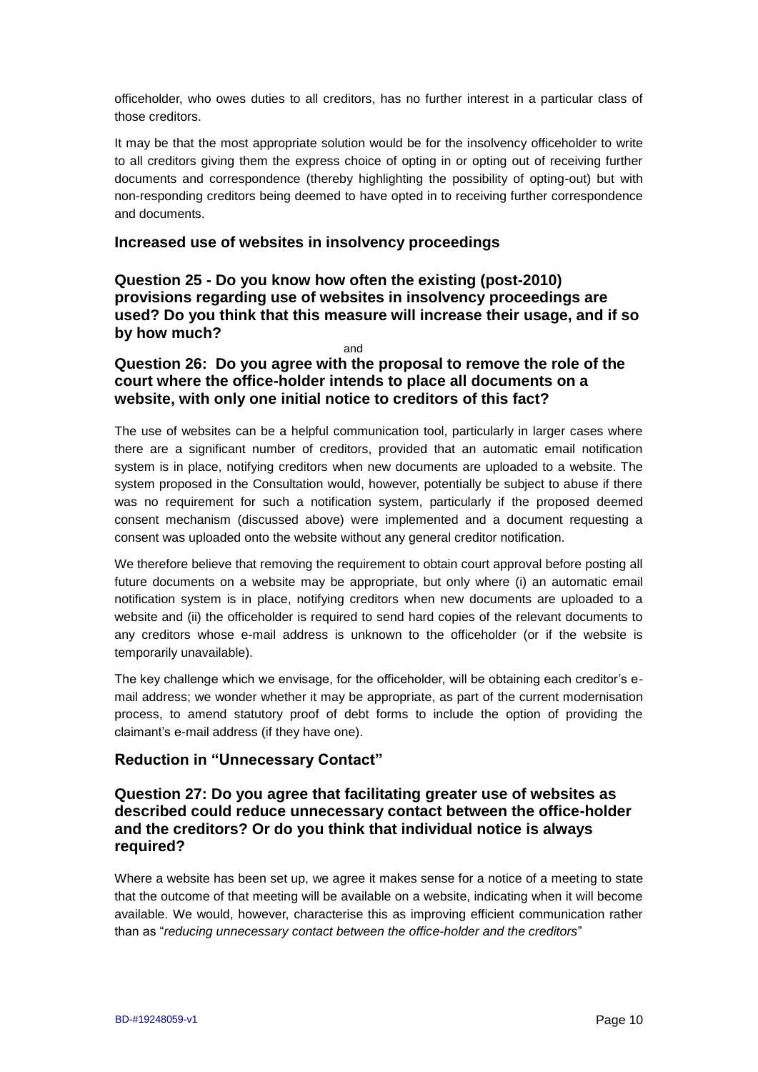officeholder, who owes duties to all creditors, has no further interest in a particular class of those creditors.

It may be that the most appropriate solution would be for the insolvency officeholder to write to all creditors giving them the express choice of opting in or opting out of receiving further documents and correspondence (thereby highlighting the possibility of opting-out) but with non-responding creditors being deemed to have opted in to receiving further correspondence and documents.

## Increased use of websites in insolvency proceedings

### Question 25 - Do you know how often the existing (post-2010) provisions regarding use of websites in insolvency proceedings are used? Do you think that this measure will increase their usage, and if so by how much?

and

### Question 26: Do you agree with the proposal to remove the role of the court where the office-holder intends to place all documents on a website, with only one initial notice to creditors of this fact?

The use of websites can be a helpful communication tool, particularly in larger cases where there are a significant number of creditors, provided that an automatic email notification system is in place, notifying creditors when new documents are uploaded to a website. The system proposed in the Consultation would, however, potentially be subject to abuse if there was no requirement for such a notification system, particularly if the proposed deemed consent mechanism (discussed above) were implemented and a document requesting a consent was uploaded onto the website without any general creditor notification.

We therefore believe that removing the requirement to obtain court approval before posting all future documents on a website may be appropriate, but only where (i) an automatic email notification system is in place, notifying creditors when new documents are uploaded to a website and (ii) the officeholder is required to send hard copies of the relevant documents to any creditors whose e-mail address is unknown to the officeholder (or if the website is temporarily unavailable).

The key challenge which we envisage, for the officeholder, will be obtaining each creditor's e-mail address; we wonder whether it may be appropriate, as part of the current modernisation process, to amend statutory proof of debt forms to include the option of providing the claimant's e-mail address (if they have one).

## Reduction in "Unnecessary Contact"

### Question 27: Do you agree that facilitating greater use of websites as described could reduce unnecessary contact between the office-holder and the creditors? Or do you think that individual notice is always required?

Where a website has been set up, we agree it makes sense for a notice of a meeting to state that the outcome of that meeting will be available on a website, indicating when it will become available. We would, however, characterise this as improving efficient communication rather than as "*reducing unnecessary contact between the office-holder and the creditors*"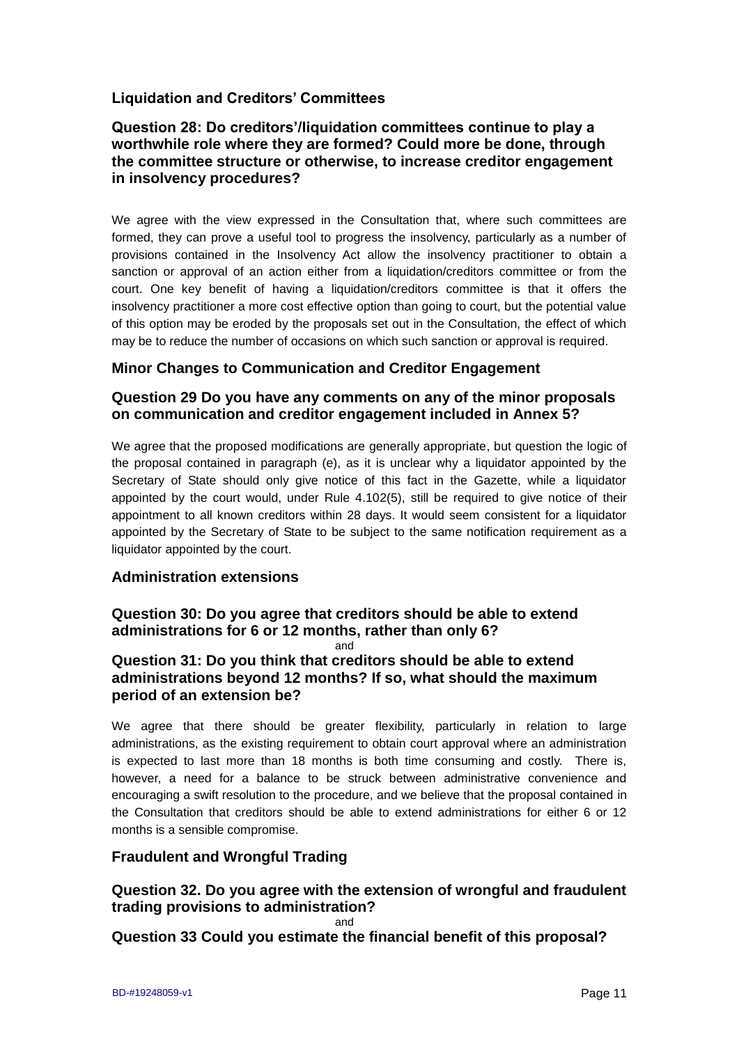## Liquidation and Creditors' Committees

### Question 28: Do creditors'/liquidation committees continue to play a worthwhile role where they are formed? Could more be done, through the committee structure or otherwise, to increase creditor engagement in insolvency procedures?

We agree with the view expressed in the Consultation that, where such committees are formed, they can prove a useful tool to progress the insolvency, particularly as a number of provisions contained in the Insolvency Act allow the insolvency practitioner to obtain a sanction or approval of an action either from a liquidation/creditors committee or from the court. One key benefit of having a liquidation/creditors committee is that it offers the insolvency practitioner a more cost effective option than going to court, but the potential value of this option may be eroded by the proposals set out in the Consultation, the effect of which may be to reduce the number of occasions on which such sanction or approval is required.

## Minor Changes to Communication and Creditor Engagement

### Question 29 Do you have any comments on any of the minor proposals on communication and creditor engagement included in Annex 5?

We agree that the proposed modifications are generally appropriate, but question the logic of the proposal contained in paragraph (e), as it is unclear why a liquidator appointed by the Secretary of State should only give notice of this fact in the Gazette, while a liquidator appointed by the court would, under Rule 4.102(5), still be required to give notice of their appointment to all known creditors within 28 days. It would seem consistent for a liquidator appointed by the Secretary of State to be subject to the same notification requirement as a liquidator appointed by the court.

## Administration extensions

### Question 30: Do you agree that creditors should be able to extend administrations for 6 or 12 months, rather than only 6?

and

### Question 31: Do you think that creditors should be able to extend administrations beyond 12 months? If so, what should the maximum period of an extension be?

We agree that there should be greater flexibility, particularly in relation to large administrations, as the existing requirement to obtain court approval where an administration is expected to last more than 18 months is both time consuming and costly. There is, however, a need for a balance to be struck between administrative convenience and encouraging a swift resolution to the procedure, and we believe that the proposal contained in the Consultation that creditors should be able to extend administrations for either 6 or 12 months is a sensible compromise.

## Fraudulent and Wrongful Trading

### Question 32. Do you agree with the extension of wrongful and fraudulent trading provisions to administration?

and

### Question 33 Could you estimate the financial benefit of this proposal?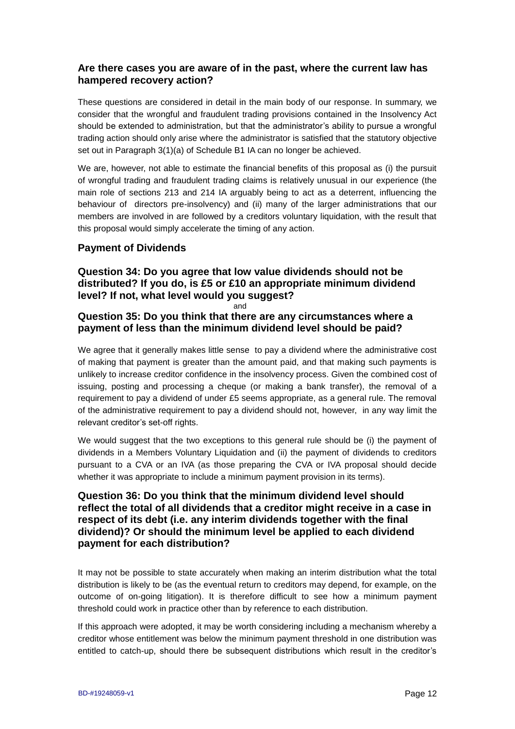### Are there cases you are aware of in the past, where the current law has hampered recovery action?

These questions are considered in detail in the main body of our response. In summary, we consider that the wrongful and fraudulent trading provisions contained in the Insolvency Act should be extended to administration, but that the administrator's ability to pursue a wrongful trading action should only arise where the administrator is satisfied that the statutory objective set out in Paragraph 3(1)(a) of Schedule B1 IA can no longer be achieved.

We are, however, not able to estimate the financial benefits of this proposal as (i) the pursuit of wrongful trading and fraudulent trading claims is relatively unusual in our experience (the main role of sections 213 and 214 IA arguably being to act as a deterrent, influencing the behaviour of directors pre-insolvency) and (ii) many of the larger administrations that our members are involved in are followed by a creditors voluntary liquidation, with the result that this proposal would simply accelerate the timing of any action.

### Payment of Dividends

### Question 34: Do you agree that low value dividends should not be distributed? If you do, is £5 or £10 an appropriate minimum dividend level? If not, what level would you suggest?

and

### Question 35: Do you think that there are any circumstances where a payment of less than the minimum dividend level should be paid?

We agree that it generally makes little sense to pay a dividend where the administrative cost of making that payment is greater than the amount paid, and that making such payments is unlikely to increase creditor confidence in the insolvency process. Given the combined cost of issuing, posting and processing a cheque (or making a bank transfer), the removal of a requirement to pay a dividend of under £5 seems appropriate, as a general rule. The removal of the administrative requirement to pay a dividend should not, however, in any way limit the relevant creditor's set-off rights.

We would suggest that the two exceptions to this general rule should be (i) the payment of dividends in a Members Voluntary Liquidation and (ii) the payment of dividends to creditors pursuant to a CVA or an IVA (as those preparing the CVA or IVA proposal should decide whether it was appropriate to include a minimum payment provision in its terms).

### Question 36: Do you think that the minimum dividend level should reflect the total of all dividends that a creditor might receive in a case in respect of its debt (i.e. any interim dividends together with the final dividend)? Or should the minimum level be applied to each dividend payment for each distribution?

It may not be possible to state accurately when making an interim distribution what the total distribution is likely to be (as the eventual return to creditors may depend, for example, on the outcome of on-going litigation). It is therefore difficult to see how a minimum payment threshold could work in practice other than by reference to each distribution.

If this approach were adopted, it may be worth considering including a mechanism whereby a creditor whose entitlement was below the minimum payment threshold in one distribution was entitled to catch-up, should there be subsequent distributions which result in the creditor's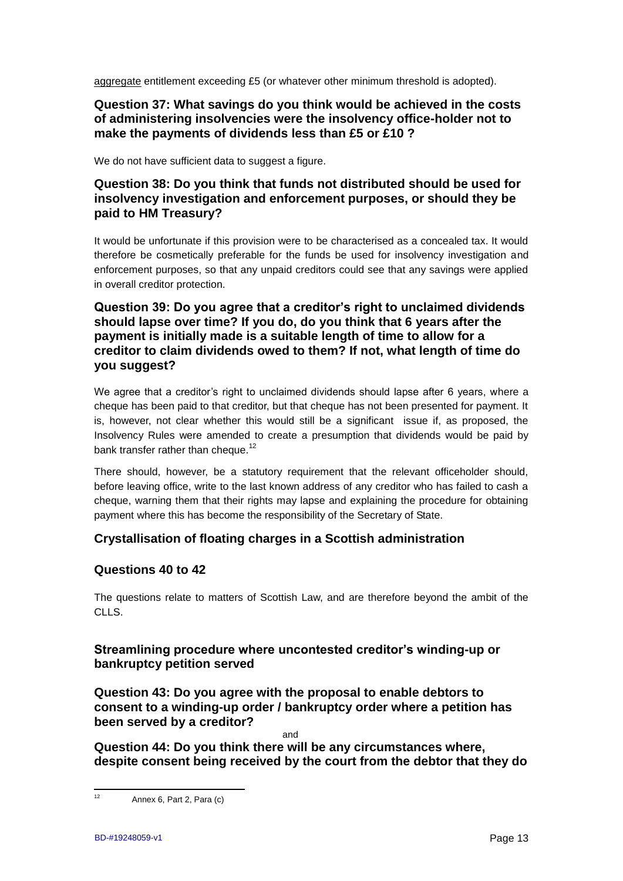aggregate entitlement exceeding £5 (or whatever other minimum threshold is adopted).

### Question 37: What savings do you think would be achieved in the costs of administering insolvencies were the insolvency office-holder not to make the payments of dividends less than £5 or £10 ?

We do not have sufficient data to suggest a figure.

### Question 38: Do you think that funds not distributed should be used for insolvency investigation and enforcement purposes, or should they be paid to HM Treasury?

It would be unfortunate if this provision were to be characterised as a concealed tax. It would therefore be cosmetically preferable for the funds be used for insolvency investigation and enforcement purposes, so that any unpaid creditors could see that any savings were applied in overall creditor protection.

### Question 39: Do you agree that a creditor's right to unclaimed dividends should lapse over time? If you do, do you think that 6 years after the payment is initially made is a suitable length of time to allow for a creditor to claim dividends owed to them? If not, what length of time do you suggest?

We agree that a creditor's right to unclaimed dividends should lapse after 6 years, where a cheque has been paid to that creditor, but that cheque has not been presented for payment. It is, however, not clear whether this would still be a significant issue if, as proposed, the Insolvency Rules were amended to create a presumption that dividends would be paid by bank transfer rather than cheque.[12]

There should, however, be a statutory requirement that the relevant officeholder should, before leaving office, write to the last known address of any creditor who has failed to cash a cheque, warning them that their rights may lapse and explaining the procedure for obtaining payment where this has become the responsibility of the Secretary of State.

## Crystallisation of floating charges in a Scottish administration

### Questions 40 to 42

The questions relate to matters of Scottish Law, and are therefore beyond the ambit of the CLLS.

## Streamlining procedure where uncontested creditor's winding-up or bankruptcy petition served

### Question 43: Do you agree with the proposal to enable debtors to consent to a winding-up order / bankruptcy order where a petition has been served by a creditor?

and

### Question 44: Do you think there will be any circumstances where, despite consent being received by the court from the debtor that they do

[12] Annex 6, Part 2, Para (c)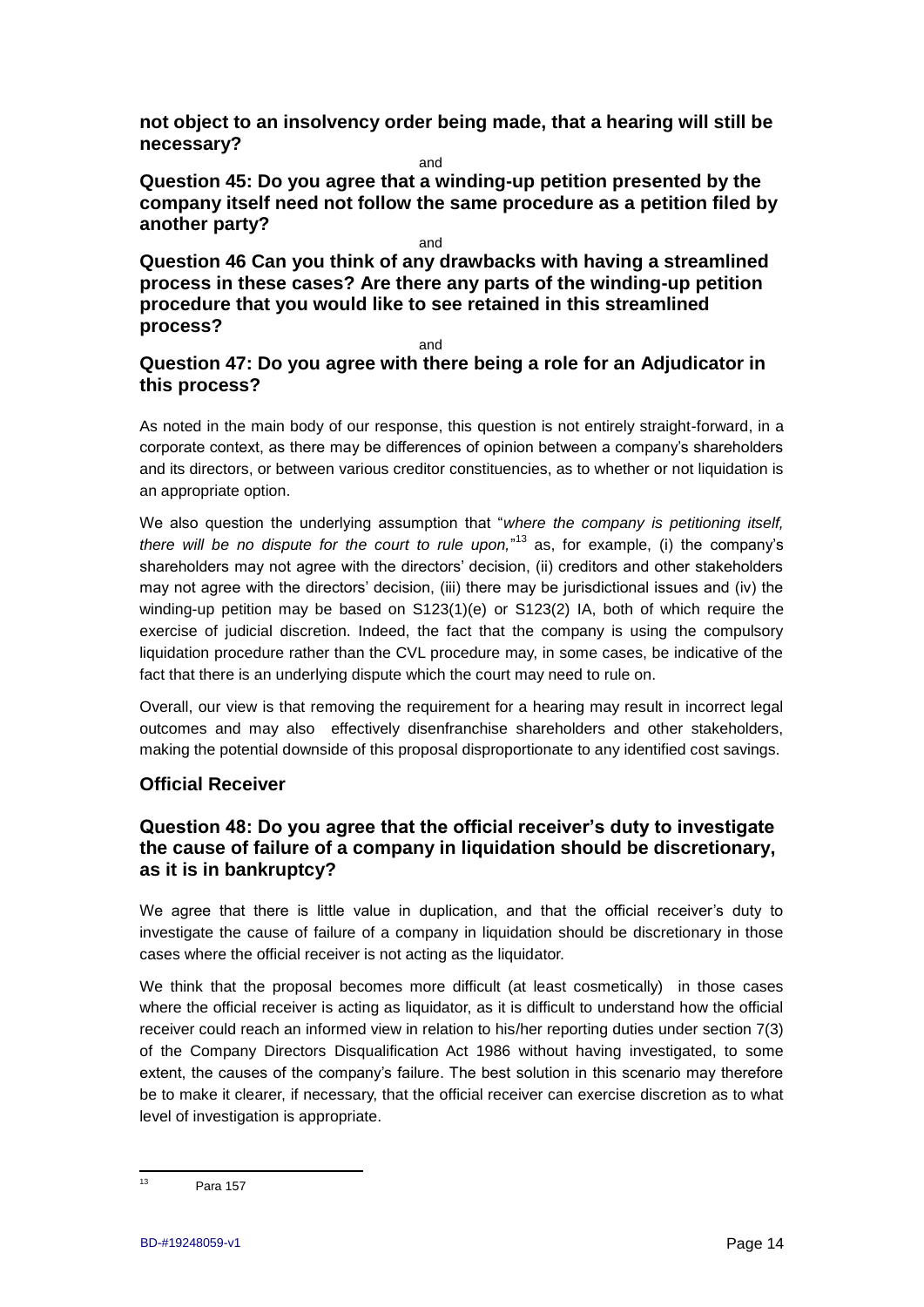**not object to an insolvency order being made, that a hearing will still be necessary?**

and

**Question 45: Do you agree that a winding-up petition presented by the company itself need not follow the same procedure as a petition filed by another party?**

and

**Question 46 Can you think of any drawbacks with having a streamlined process in these cases? Are there any parts of the winding-up petition procedure that you would like to see retained in this streamlined process?**

and

**Question 47: Do you agree with there being a role for an Adjudicator in this process?**

As noted in the main body of our response, this question is not entirely straight-forward, in a corporate context, as there may be differences of opinion between a company's shareholders and its directors, or between various creditor constituencies, as to whether or not liquidation is an appropriate option.

We also question the underlying assumption that "*where the company is petitioning itself, there will be no dispute for the court to rule upon,*"[13] as, for example, (i) the company's shareholders may not agree with the directors' decision, (ii) creditors and other stakeholders may not agree with the directors' decision, (iii) there may be jurisdictional issues and (iv) the winding-up petition may be based on S123(1)(e) or S123(2) IA, both of which require the exercise of judicial discretion. Indeed, the fact that the company is using the compulsory liquidation procedure rather than the CVL procedure may, in some cases, be indicative of the fact that there is an underlying dispute which the court may need to rule on.

Overall, our view is that removing the requirement for a hearing may result in incorrect legal outcomes and may also effectively disenfranchise shareholders and other stakeholders, making the potential downside of this proposal disproportionate to any identified cost savings.

## Official Receiver

### Question 48: Do you agree that the official receiver's duty to investigate the cause of failure of a company in liquidation should be discretionary, as it is in bankruptcy?

We agree that there is little value in duplication, and that the official receiver's duty to investigate the cause of failure of a company in liquidation should be discretionary in those cases where the official receiver is not acting as the liquidator.

We think that the proposal becomes more difficult (at least cosmetically) in those cases where the official receiver is acting as liquidator, as it is difficult to understand how the official receiver could reach an informed view in relation to his/her reporting duties under section 7(3) of the Company Directors Disqualification Act 1986 without having investigated, to some extent, the causes of the company's failure. The best solution in this scenario may therefore be to make it clearer, if necessary, that the official receiver can exercise discretion as to what level of investigation is appropriate.

---

[13] Para 157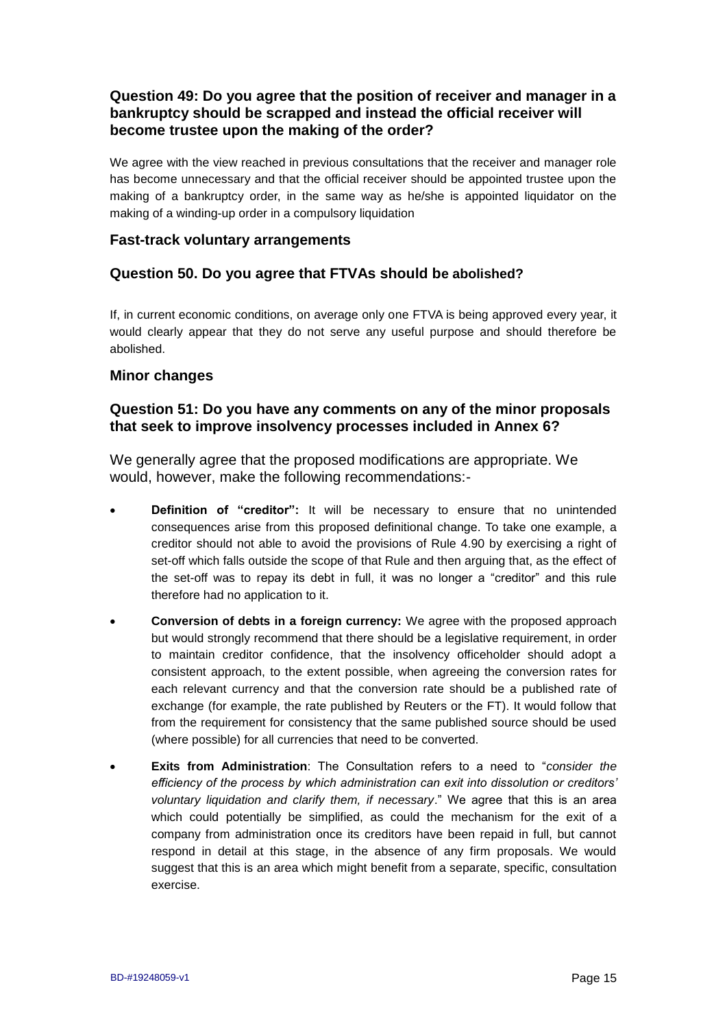### Question 49: Do you agree that the position of receiver and manager in a bankruptcy should be scrapped and instead the official receiver will become trustee upon the making of the order?

We agree with the view reached in previous consultations that the receiver and manager role has become unnecessary and that the official receiver should be appointed trustee upon the making of a bankruptcy order, in the same way as he/she is appointed liquidator on the making of a winding-up order in a compulsory liquidation

## Fast-track voluntary arrangements

### Question 50. Do you agree that FTVAs should be abolished?

If, in current economic conditions, on average only one FTVA is being approved every year, it would clearly appear that they do not serve any useful purpose and should therefore be abolished.

## Minor changes

### Question 51: Do you have any comments on any of the minor proposals that seek to improve insolvency processes included in Annex 6?

We generally agree that the proposed modifications are appropriate. We would, however, make the following recommendations:-

- **Definition of "creditor":** It will be necessary to ensure that no unintended consequences arise from this proposed definitional change. To take one example, a creditor should not able to avoid the provisions of Rule 4.90 by exercising a right of set-off which falls outside the scope of that Rule and then arguing that, as the effect of the set-off was to repay its debt in full, it was no longer a "creditor" and this rule therefore had no application to it.
- **Conversion of debts in a foreign currency:** We agree with the proposed approach but would strongly recommend that there should be a legislative requirement, in order to maintain creditor confidence, that the insolvency officeholder should adopt a consistent approach, to the extent possible, when agreeing the conversion rates for each relevant currency and that the conversion rate should be a published rate of exchange (for example, the rate published by Reuters or the FT). It would follow that from the requirement for consistency that the same published source should be used (where possible) for all currencies that need to be converted.
- **Exits from Administration**: The Consultation refers to a need to "*consider the efficiency of the process by which administration can exit into dissolution or creditors' voluntary liquidation and clarify them, if necessary*." We agree that this is an area which could potentially be simplified, as could the mechanism for the exit of a company from administration once its creditors have been repaid in full, but cannot respond in detail at this stage, in the absence of any firm proposals. We would suggest that this is an area which might benefit from a separate, specific, consultation exercise.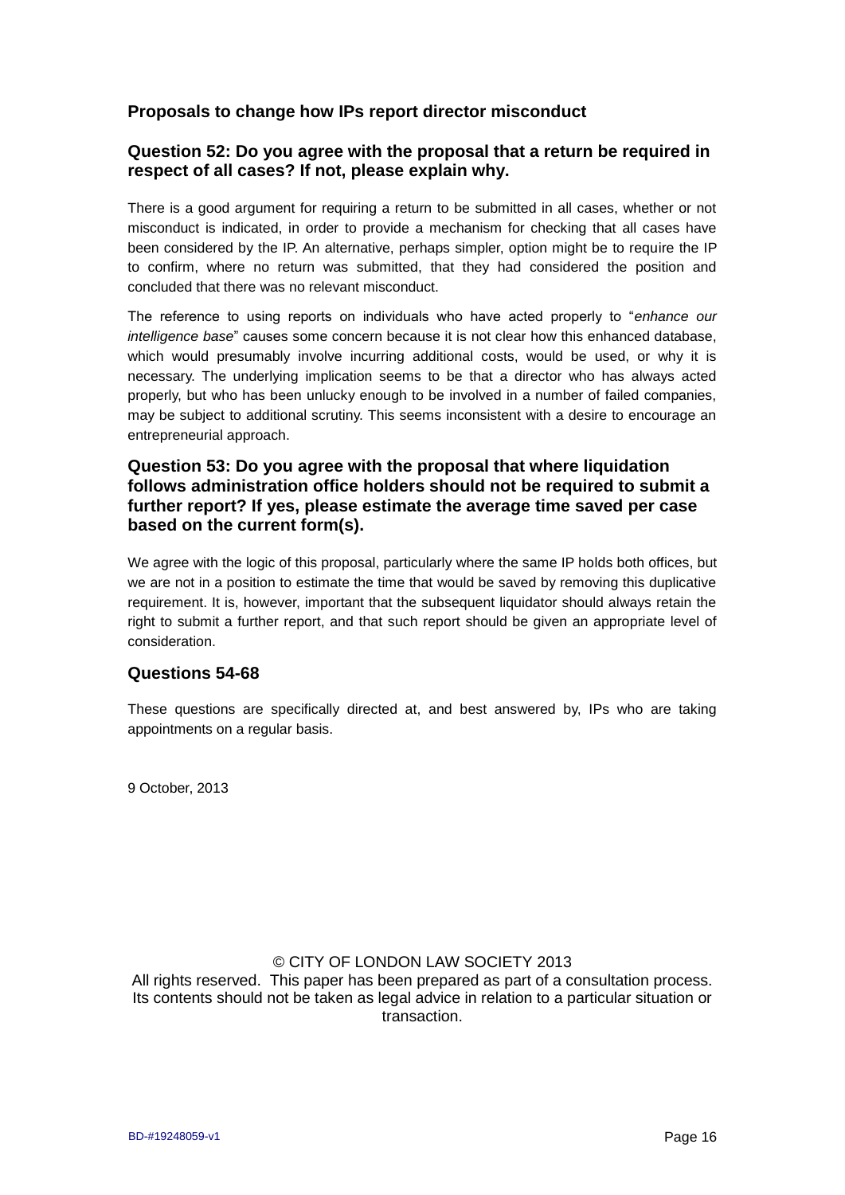## Proposals to change how IPs report director misconduct

### Question 52: Do you agree with the proposal that a return be required in respect of all cases? If not, please explain why.

There is a good argument for requiring a return to be submitted in all cases, whether or not misconduct is indicated, in order to provide a mechanism for checking that all cases have been considered by the IP. An alternative, perhaps simpler, option might be to require the IP to confirm, where no return was submitted, that they had considered the position and concluded that there was no relevant misconduct.

The reference to using reports on individuals who have acted properly to "*enhance our intelligence base*" causes some concern because it is not clear how this enhanced database, which would presumably involve incurring additional costs, would be used, or why it is necessary. The underlying implication seems to be that a director who has always acted properly, but who has been unlucky enough to be involved in a number of failed companies, may be subject to additional scrutiny. This seems inconsistent with a desire to encourage an entrepreneurial approach.

### Question 53: Do you agree with the proposal that where liquidation follows administration office holders should not be required to submit a further report? If yes, please estimate the average time saved per case based on the current form(s).

We agree with the logic of this proposal, particularly where the same IP holds both offices, but we are not in a position to estimate the time that would be saved by removing this duplicative requirement. It is, however, important that the subsequent liquidator should always retain the right to submit a further report, and that such report should be given an appropriate level of consideration.

### Questions 54-68

These questions are specifically directed at, and best answered by, IPs who are taking appointments on a regular basis.

9 October, 2013

© CITY OF LONDON LAW SOCIETY 2013
All rights reserved. This paper has been prepared as part of a consultation process. Its contents should not be taken as legal advice in relation to a particular situation or transaction.

BD-#19248059-v1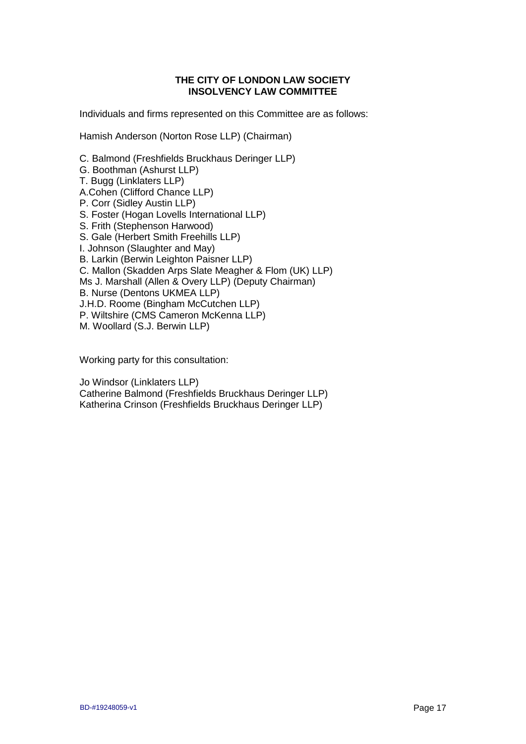**THE CITY OF LONDON LAW SOCIETY**
**INSOLVENCY LAW COMMITTEE**

Individuals and firms represented on this Committee are as follows:

Hamish Anderson (Norton Rose LLP) (Chairman)

C. Balmond (Freshfields Bruckhaus Deringer LLP)
G. Boothman (Ashurst LLP)
T. Bugg (Linklaters LLP)
A.Cohen (Clifford Chance LLP)
P. Corr (Sidley Austin LLP)
S. Foster (Hogan Lovells International LLP)
S. Frith (Stephenson Harwood)
S. Gale (Herbert Smith Freehills LLP)
I. Johnson (Slaughter and May)
B. Larkin (Berwin Leighton Paisner LLP)
C. Mallon (Skadden Arps Slate Meagher & Flom (UK) LLP)
Ms J. Marshall (Allen & Overy LLP) (Deputy Chairman)
B. Nurse (Dentons UKMEA LLP)
J.H.D. Roome (Bingham McCutchen LLP)
P. Wiltshire (CMS Cameron McKenna LLP)
M. Woollard (S.J. Berwin LLP)

Working party for this consultation:

Jo Windsor (Linklaters LLP)
Catherine Balmond (Freshfields Bruckhaus Deringer LLP)
Katherina Crinson (Freshfields Bruckhaus Deringer LLP)